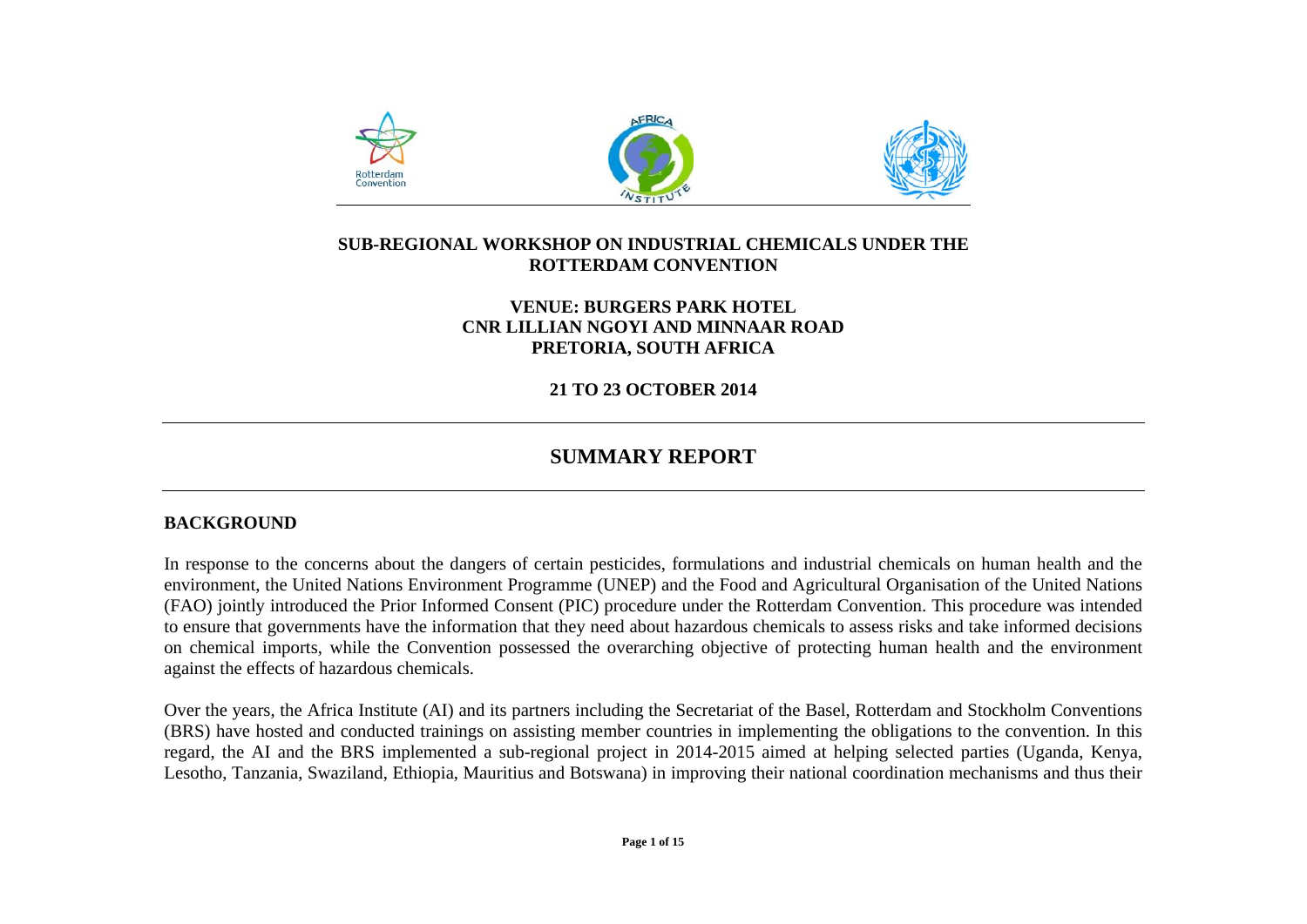# SUB-REGIONAL WORKSHOP ON INDUSTRIAL CHEMICALS UNDER THE ROTTERDAM CONVENTION

**VENUE: BURGERS PARK HOTEL**
**CNR LILLIAN NGOYI AND MINNAAR ROAD**
**PRETORIA, SOUTH AFRICA**

**21 TO 23 OCTOBER 2014**

# SUMMARY REPORT

## BACKGROUND

In response to the concerns about the dangers of certain pesticides, formulations and industrial chemicals on human health and the environment, the United Nations Environment Programme (UNEP) and the Food and Agricultural Organisation of the United Nations (FAO) jointly introduced the Prior Informed Consent (PIC) procedure under the Rotterdam Convention. This procedure was intended to ensure that governments have the information that they need about hazardous chemicals to assess risks and take informed decisions on chemical imports, while the Convention possessed the overarching objective of protecting human health and the environment against the effects of hazardous chemicals.

Over the years, the Africa Institute (AI) and its partners including the Secretariat of the Basel, Rotterdam and Stockholm Conventions (BRS) have hosted and conducted trainings on assisting member countries in implementing the obligations to the convention. In this regard, the AI and the BRS implemented a sub-regional project in 2014-2015 aimed at helping selected parties (Uganda, Kenya, Lesotho, Tanzania, Swaziland, Ethiopia, Mauritius and Botswana) in improving their national coordination mechanisms and thus their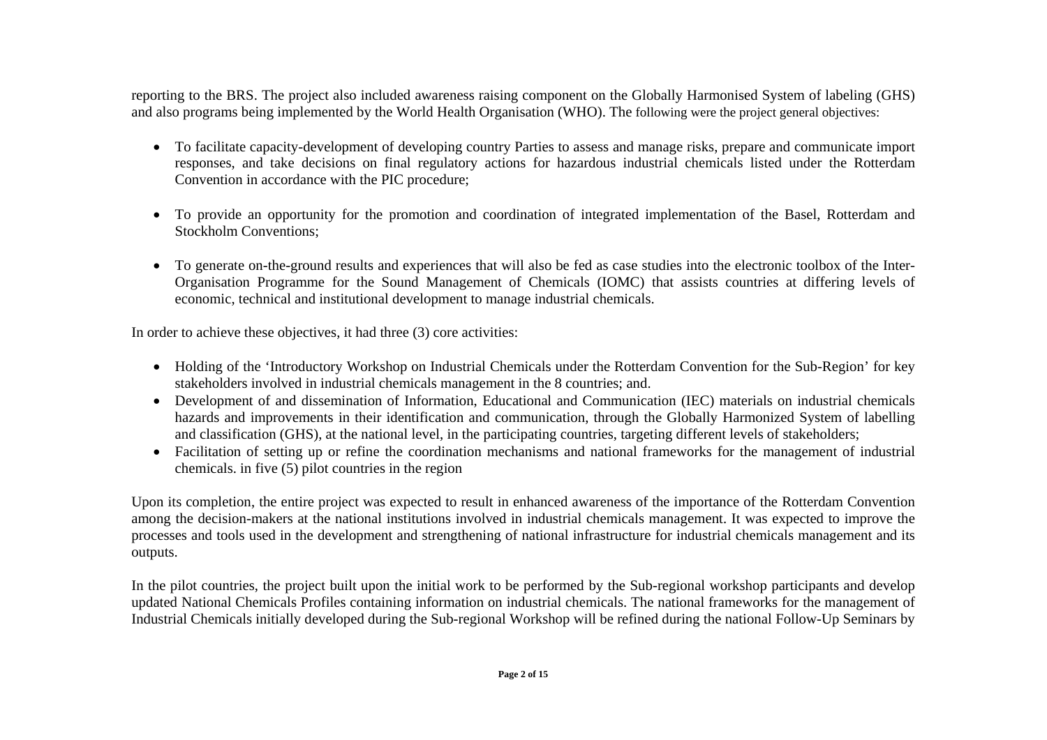reporting to the BRS. The project also included awareness raising component on the Globally Harmonised System of labeling (GHS) and also programs being implemented by the World Health Organisation (WHO). The following were the project general objectives:

- To facilitate capacity-development of developing country Parties to assess and manage risks, prepare and communicate import responses, and take decisions on final regulatory actions for hazardous industrial chemicals listed under the Rotterdam Convention in accordance with the PIC procedure;

- To provide an opportunity for the promotion and coordination of integrated implementation of the Basel, Rotterdam and Stockholm Conventions;

- To generate on-the-ground results and experiences that will also be fed as case studies into the electronic toolbox of the Inter-Organisation Programme for the Sound Management of Chemicals (IOMC) that assists countries at differing levels of economic, technical and institutional development to manage industrial chemicals.

In order to achieve these objectives, it had three (3) core activities:

- Holding of the 'Introductory Workshop on Industrial Chemicals under the Rotterdam Convention for the Sub-Region' for key stakeholders involved in industrial chemicals management in the 8 countries; and.
- Development of and dissemination of Information, Educational and Communication (IEC) materials on industrial chemicals hazards and improvements in their identification and communication, through the Globally Harmonized System of labelling and classification (GHS), at the national level, in the participating countries, targeting different levels of stakeholders;
- Facilitation of setting up or refine the coordination mechanisms and national frameworks for the management of industrial chemicals. in five (5) pilot countries in the region

Upon its completion, the entire project was expected to result in enhanced awareness of the importance of the Rotterdam Convention among the decision-makers at the national institutions involved in industrial chemicals management. It was expected to improve the processes and tools used in the development and strengthening of national infrastructure for industrial chemicals management and its outputs.

In the pilot countries, the project built upon the initial work to be performed by the Sub-regional workshop participants and develop updated National Chemicals Profiles containing information on industrial chemicals. The national frameworks for the management of Industrial Chemicals initially developed during the Sub-regional Workshop will be refined during the national Follow-Up Seminars by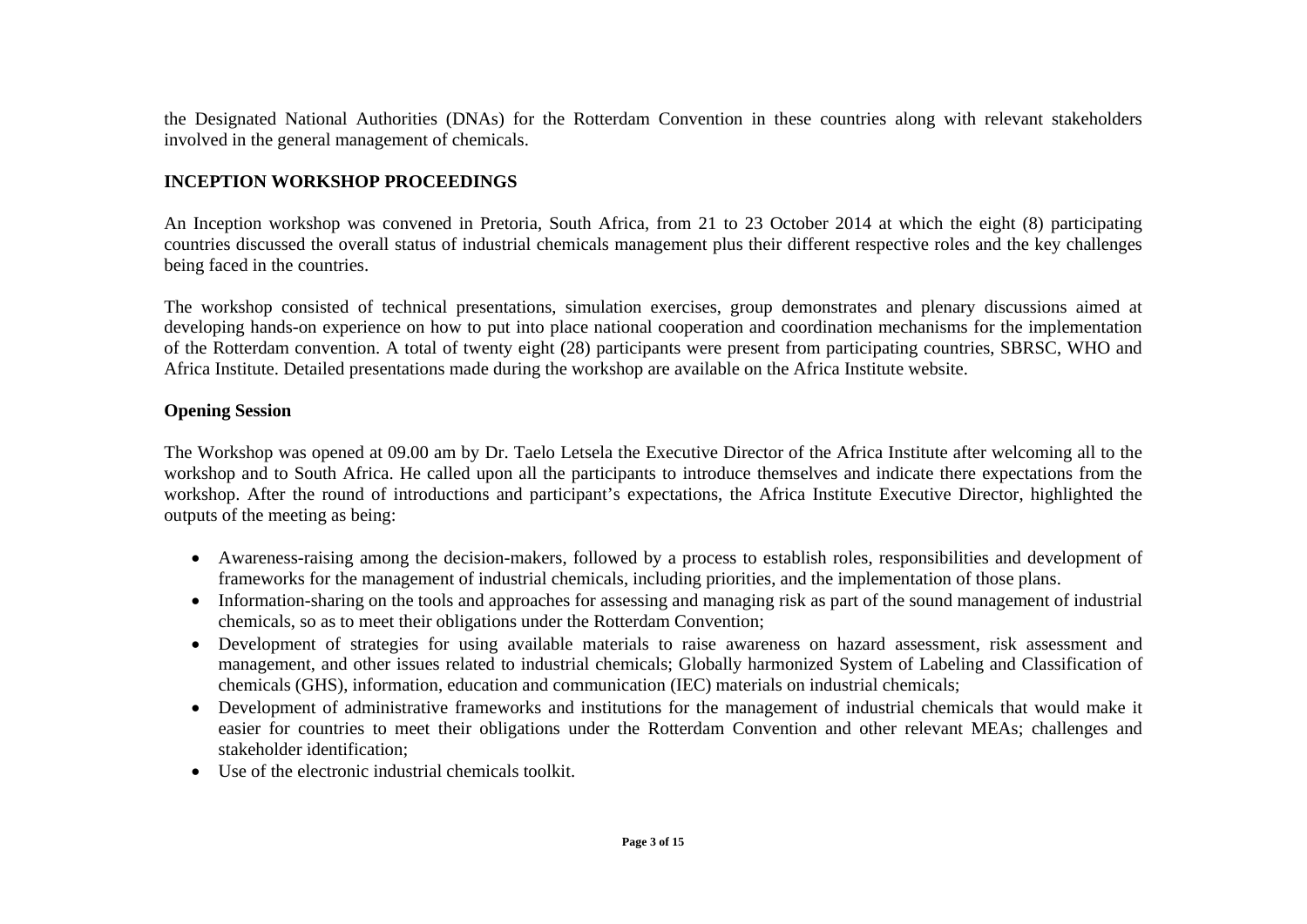the Designated National Authorities (DNAs) for the Rotterdam Convention in these countries along with relevant stakeholders involved in the general management of chemicals.

## INCEPTION WORKSHOP PROCEEDINGS

An Inception workshop was convened in Pretoria, South Africa, from 21 to 23 October 2014 at which the eight (8) participating countries discussed the overall status of industrial chemicals management plus their different respective roles and the key challenges being faced in the countries.

The workshop consisted of technical presentations, simulation exercises, group demonstrates and plenary discussions aimed at developing hands-on experience on how to put into place national cooperation and coordination mechanisms for the implementation of the Rotterdam convention. A total of twenty eight (28) participants were present from participating countries, SBRSC, WHO and Africa Institute. Detailed presentations made during the workshop are available on the Africa Institute website.

### Opening Session

The Workshop was opened at 09.00 am by Dr. Taelo Letsela the Executive Director of the Africa Institute after welcoming all to the workshop and to South Africa. He called upon all the participants to introduce themselves and indicate there expectations from the workshop. After the round of introductions and participant's expectations, the Africa Institute Executive Director, highlighted the outputs of the meeting as being:

- Awareness-raising among the decision-makers, followed by a process to establish roles, responsibilities and development of frameworks for the management of industrial chemicals, including priorities, and the implementation of those plans.
- Information-sharing on the tools and approaches for assessing and managing risk as part of the sound management of industrial chemicals, so as to meet their obligations under the Rotterdam Convention;
- Development of strategies for using available materials to raise awareness on hazard assessment, risk assessment and management, and other issues related to industrial chemicals; Globally harmonized System of Labeling and Classification of chemicals (GHS), information, education and communication (IEC) materials on industrial chemicals;
- Development of administrative frameworks and institutions for the management of industrial chemicals that would make it easier for countries to meet their obligations under the Rotterdam Convention and other relevant MEAs; challenges and stakeholder identification;
- Use of the electronic industrial chemicals toolkit.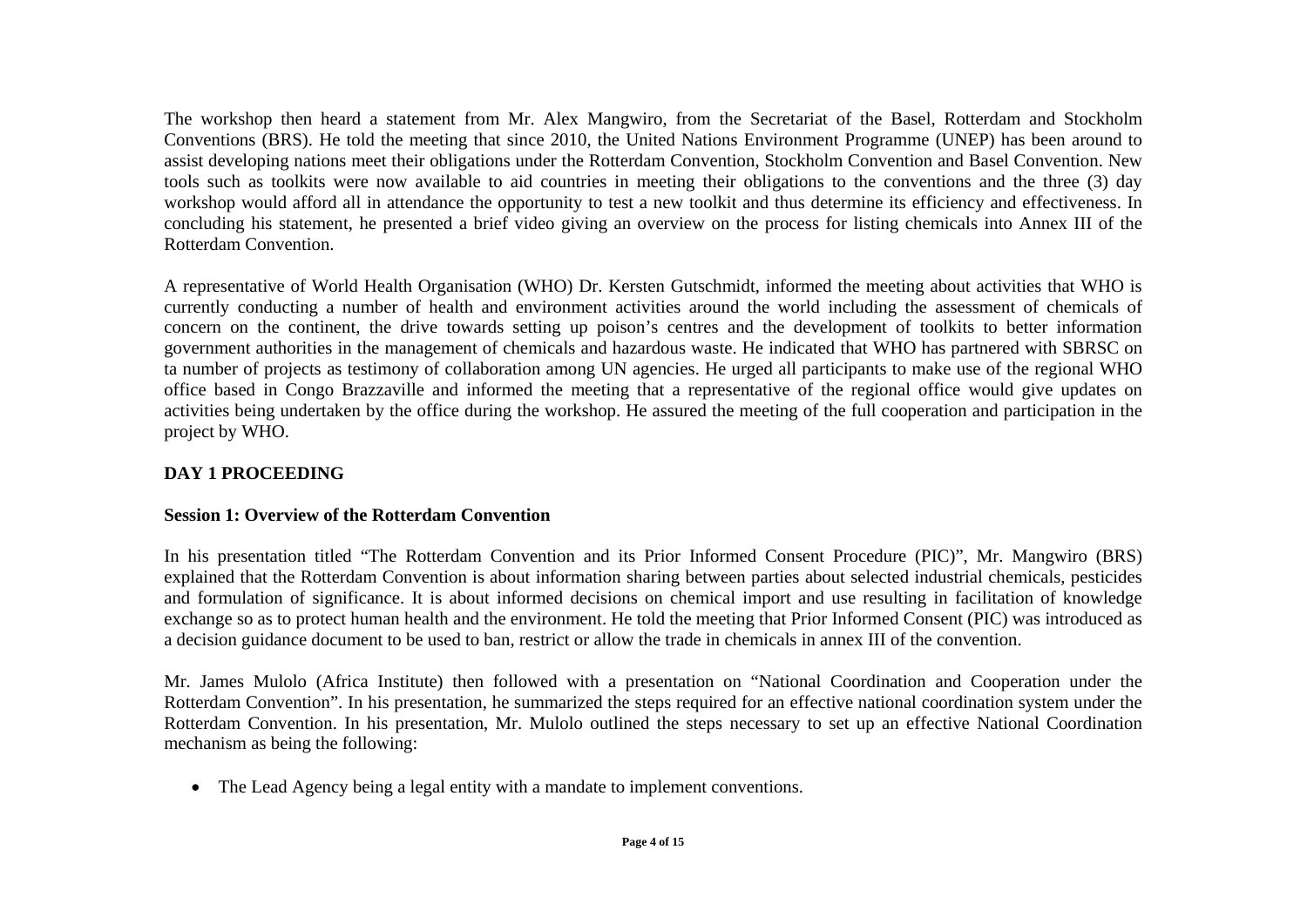The workshop then heard a statement from Mr. Alex Mangwiro, from the Secretariat of the Basel, Rotterdam and Stockholm Conventions (BRS). He told the meeting that since 2010, the United Nations Environment Programme (UNEP) has been around to assist developing nations meet their obligations under the Rotterdam Convention, Stockholm Convention and Basel Convention. New tools such as toolkits were now available to aid countries in meeting their obligations to the conventions and the three (3) day workshop would afford all in attendance the opportunity to test a new toolkit and thus determine its efficiency and effectiveness. In concluding his statement, he presented a brief video giving an overview on the process for listing chemicals into Annex III of the Rotterdam Convention.

A representative of World Health Organisation (WHO) Dr. Kersten Gutschmidt, informed the meeting about activities that WHO is currently conducting a number of health and environment activities around the world including the assessment of chemicals of concern on the continent, the drive towards setting up poison's centres and the development of toolkits to better information government authorities in the management of chemicals and hazardous waste. He indicated that WHO has partnered with SBRSC on ta number of projects as testimony of collaboration among UN agencies. He urged all participants to make use of the regional WHO office based in Congo Brazzaville and informed the meeting that a representative of the regional office would give updates on activities being undertaken by the office during the workshop. He assured the meeting of the full cooperation and participation in the project by WHO.

## DAY 1 PROCEEDING

### Session 1: Overview of the Rotterdam Convention

In his presentation titled "The Rotterdam Convention and its Prior Informed Consent Procedure (PIC)", Mr. Mangwiro (BRS) explained that the Rotterdam Convention is about information sharing between parties about selected industrial chemicals, pesticides and formulation of significance. It is about informed decisions on chemical import and use resulting in facilitation of knowledge exchange so as to protect human health and the environment. He told the meeting that Prior Informed Consent (PIC) was introduced as a decision guidance document to be used to ban, restrict or allow the trade in chemicals in annex III of the convention.

Mr. James Mulolo (Africa Institute) then followed with a presentation on "National Coordination and Cooperation under the Rotterdam Convention". In his presentation, he summarized the steps required for an effective national coordination system under the Rotterdam Convention. In his presentation, Mr. Mulolo outlined the steps necessary to set up an effective National Coordination mechanism as being the following:

- The Lead Agency being a legal entity with a mandate to implement conventions.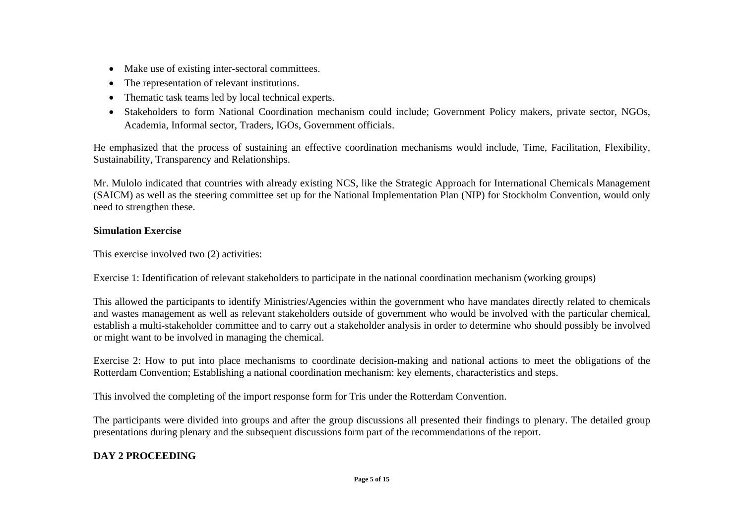- Make use of existing inter-sectoral committees.
- The representation of relevant institutions.
- Thematic task teams led by local technical experts.
- Stakeholders to form National Coordination mechanism could include; Government Policy makers, private sector, NGOs, Academia, Informal sector, Traders, IGOs, Government officials.

He emphasized that the process of sustaining an effective coordination mechanisms would include, Time, Facilitation, Flexibility, Sustainability, Transparency and Relationships.

Mr. Mulolo indicated that countries with already existing NCS, like the Strategic Approach for International Chemicals Management (SAICM) as well as the steering committee set up for the National Implementation Plan (NIP) for Stockholm Convention, would only need to strengthen these.

**Simulation Exercise**

This exercise involved two (2) activities:

Exercise 1: Identification of relevant stakeholders to participate in the national coordination mechanism (working groups)

This allowed the participants to identify Ministries/Agencies within the government who have mandates directly related to chemicals and wastes management as well as relevant stakeholders outside of government who would be involved with the particular chemical, establish a multi-stakeholder committee and to carry out a stakeholder analysis in order to determine who should possibly be involved or might want to be involved in managing the chemical.

Exercise 2: How to put into place mechanisms to coordinate decision-making and national actions to meet the obligations of the Rotterdam Convention; Establishing a national coordination mechanism: key elements, characteristics and steps.

This involved the completing of the import response form for Tris under the Rotterdam Convention.

The participants were divided into groups and after the group discussions all presented their findings to plenary. The detailed group presentations during plenary and the subsequent discussions form part of the recommendations of the report.

**DAY 2 PROCEEDING**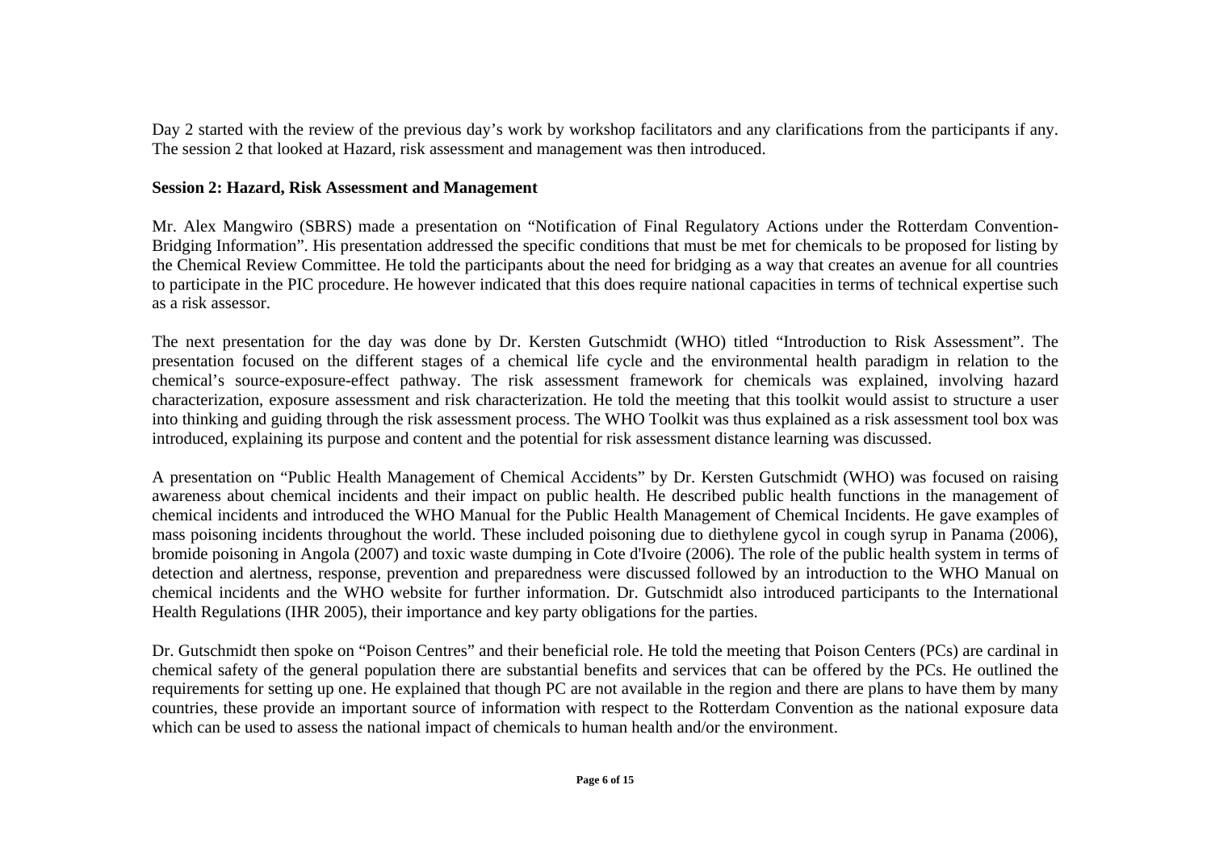Day 2 started with the review of the previous day's work by workshop facilitators and any clarifications from the participants if any. The session 2 that looked at Hazard, risk assessment and management was then introduced.

**Session 2: Hazard, Risk Assessment and Management**

Mr. Alex Mangwiro (SBRS) made a presentation on "Notification of Final Regulatory Actions under the Rotterdam Convention-Bridging Information". His presentation addressed the specific conditions that must be met for chemicals to be proposed for listing by the Chemical Review Committee. He told the participants about the need for bridging as a way that creates an avenue for all countries to participate in the PIC procedure. He however indicated that this does require national capacities in terms of technical expertise such as a risk assessor.

The next presentation for the day was done by Dr. Kersten Gutschmidt (WHO) titled "Introduction to Risk Assessment". The presentation focused on the different stages of a chemical life cycle and the environmental health paradigm in relation to the chemical's source-exposure-effect pathway. The risk assessment framework for chemicals was explained, involving hazard characterization, exposure assessment and risk characterization. He told the meeting that this toolkit would assist to structure a user into thinking and guiding through the risk assessment process. The WHO Toolkit was thus explained as a risk assessment tool box was introduced, explaining its purpose and content and the potential for risk assessment distance learning was discussed.

A presentation on "Public Health Management of Chemical Accidents" by Dr. Kersten Gutschmidt (WHO) was focused on raising awareness about chemical incidents and their impact on public health. He described public health functions in the management of chemical incidents and introduced the WHO Manual for the Public Health Management of Chemical Incidents. He gave examples of mass poisoning incidents throughout the world. These included poisoning due to diethylene gycol in cough syrup in Panama (2006), bromide poisoning in Angola (2007) and toxic waste dumping in Cote d'Ivoire (2006). The role of the public health system in terms of detection and alertness, response, prevention and preparedness were discussed followed by an introduction to the WHO Manual on chemical incidents and the WHO website for further information. Dr. Gutschmidt also introduced participants to the International Health Regulations (IHR 2005), their importance and key party obligations for the parties.

Dr. Gutschmidt then spoke on "Poison Centres" and their beneficial role. He told the meeting that Poison Centers (PCs) are cardinal in chemical safety of the general population there are substantial benefits and services that can be offered by the PCs. He outlined the requirements for setting up one. He explained that though PC are not available in the region and there are plans to have them by many countries, these provide an important source of information with respect to the Rotterdam Convention as the national exposure data which can be used to assess the national impact of chemicals to human health and/or the environment.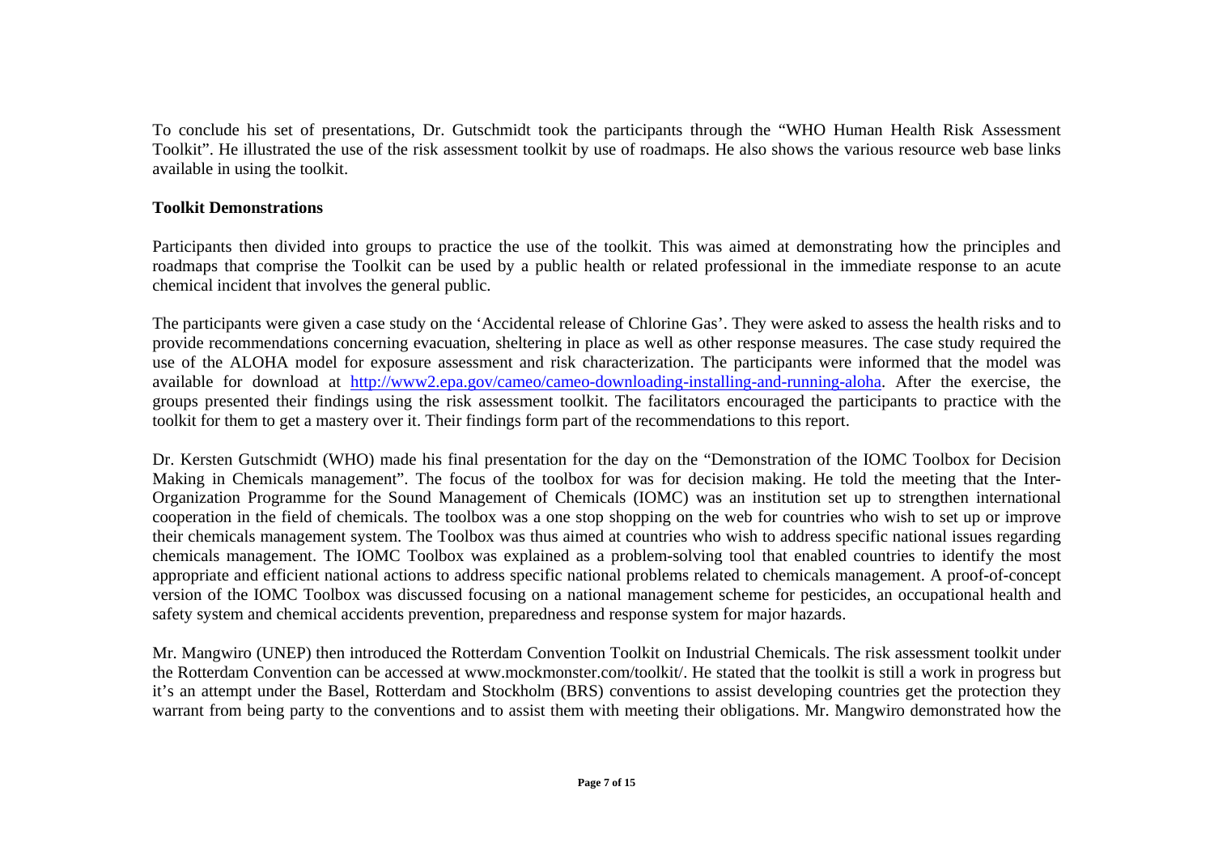To conclude his set of presentations, Dr. Gutschmidt took the participants through the "WHO Human Health Risk Assessment Toolkit". He illustrated the use of the risk assessment toolkit by use of roadmaps. He also shows the various resource web base links available in using the toolkit.

**Toolkit Demonstrations**

Participants then divided into groups to practice the use of the toolkit. This was aimed at demonstrating how the principles and roadmaps that comprise the Toolkit can be used by a public health or related professional in the immediate response to an acute chemical incident that involves the general public.

The participants were given a case study on the 'Accidental release of Chlorine Gas'. They were asked to assess the health risks and to provide recommendations concerning evacuation, sheltering in place as well as other response measures. The case study required the use of the ALOHA model for exposure assessment and risk characterization. The participants were informed that the model was available for download at [http://www2.epa.gov/cameo/cameo-downloading-installing-and-running-aloha](http://www2.epa.gov/cameo/cameo-downloading-installing-and-running-aloha). After the exercise, the groups presented their findings using the risk assessment toolkit. The facilitators encouraged the participants to practice with the toolkit for them to get a mastery over it. Their findings form part of the recommendations to this report.

Dr. Kersten Gutschmidt (WHO) made his final presentation for the day on the "Demonstration of the IOMC Toolbox for Decision Making in Chemicals management". The focus of the toolbox for was for decision making. He told the meeting that the Inter-Organization Programme for the Sound Management of Chemicals (IOMC) was an institution set up to strengthen international cooperation in the field of chemicals. The toolbox was a one stop shopping on the web for countries who wish to set up or improve their chemicals management system. The Toolbox was thus aimed at countries who wish to address specific national issues regarding chemicals management. The IOMC Toolbox was explained as a problem-solving tool that enabled countries to identify the most appropriate and efficient national actions to address specific national problems related to chemicals management. A proof-of-concept version of the IOMC Toolbox was discussed focusing on a national management scheme for pesticides, an occupational health and safety system and chemical accidents prevention, preparedness and response system for major hazards.

Mr. Mangwiro (UNEP) then introduced the Rotterdam Convention Toolkit on Industrial Chemicals. The risk assessment toolkit under the Rotterdam Convention can be accessed at www.mockmonster.com/toolkit/. He stated that the toolkit is still a work in progress but it's an attempt under the Basel, Rotterdam and Stockholm (BRS) conventions to assist developing countries get the protection they warrant from being party to the conventions and to assist them with meeting their obligations. Mr. Mangwiro demonstrated how the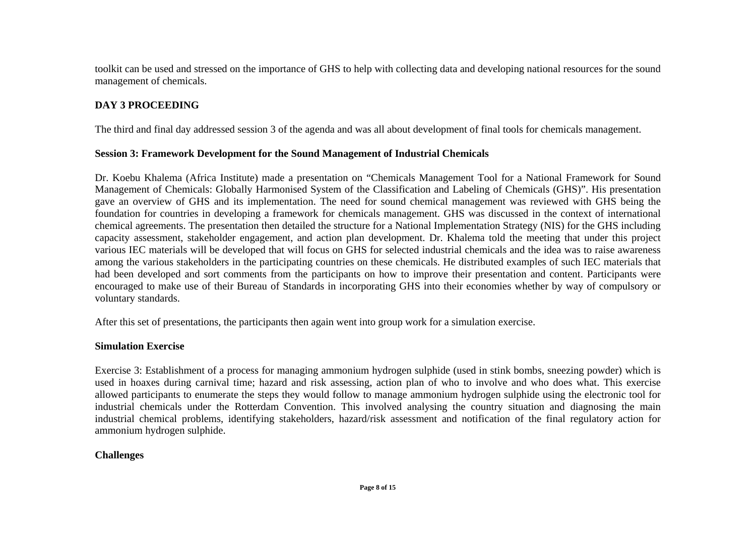toolkit can be used and stressed on the importance of GHS to help with collecting data and developing national resources for the sound management of chemicals.

## DAY 3 PROCEEDING

The third and final day addressed session 3 of the agenda and was all about development of final tools for chemicals management.

### Session 3: Framework Development for the Sound Management of Industrial Chemicals

Dr. Koebu Khalema (Africa Institute) made a presentation on "Chemicals Management Tool for a National Framework for Sound Management of Chemicals: Globally Harmonised System of the Classification and Labeling of Chemicals (GHS)". His presentation gave an overview of GHS and its implementation. The need for sound chemical management was reviewed with GHS being the foundation for countries in developing a framework for chemicals management. GHS was discussed in the context of international chemical agreements. The presentation then detailed the structure for a National Implementation Strategy (NIS) for the GHS including capacity assessment, stakeholder engagement, and action plan development. Dr. Khalema told the meeting that under this project various IEC materials will be developed that will focus on GHS for selected industrial chemicals and the idea was to raise awareness among the various stakeholders in the participating countries on these chemicals. He distributed examples of such IEC materials that had been developed and sort comments from the participants on how to improve their presentation and content. Participants were encouraged to make use of their Bureau of Standards in incorporating GHS into their economies whether by way of compulsory or voluntary standards.

After this set of presentations, the participants then again went into group work for a simulation exercise.

### Simulation Exercise

Exercise 3: Establishment of a process for managing ammonium hydrogen sulphide (used in stink bombs, sneezing powder) which is used in hoaxes during carnival time; hazard and risk assessing, action plan of who to involve and who does what. This exercise allowed participants to enumerate the steps they would follow to manage ammonium hydrogen sulphide using the electronic tool for industrial chemicals under the Rotterdam Convention. This involved analysing the country situation and diagnosing the main industrial chemical problems, identifying stakeholders, hazard/risk assessment and notification of the final regulatory action for ammonium hydrogen sulphide.

### Challenges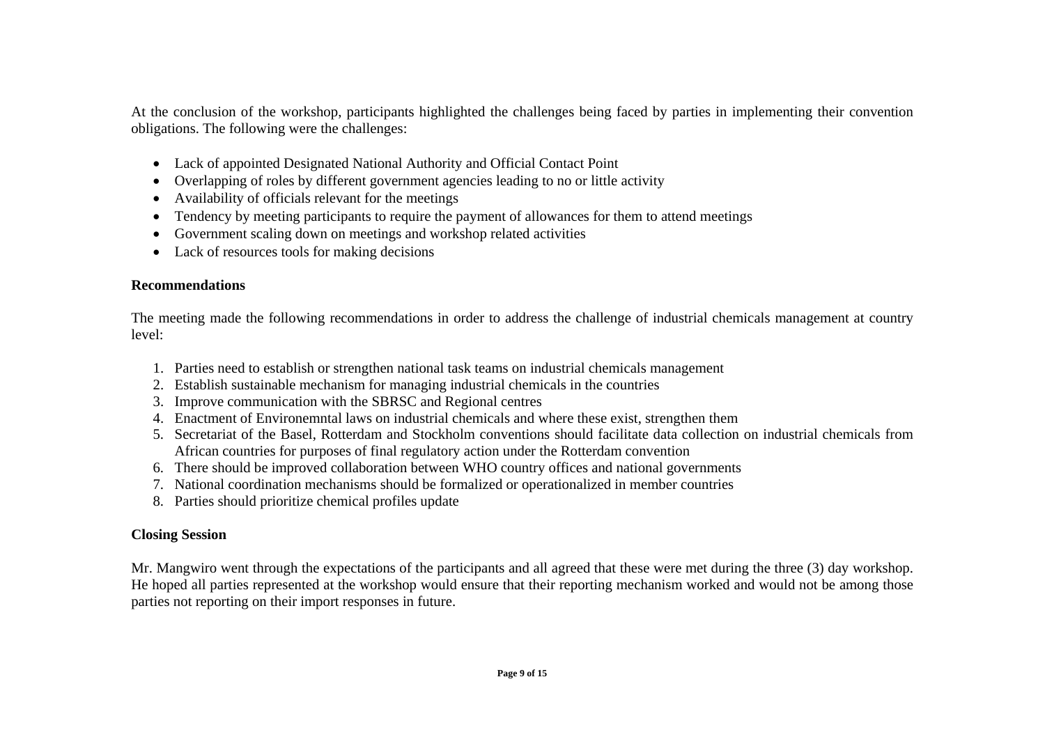At the conclusion of the workshop, participants highlighted the challenges being faced by parties in implementing their convention obligations. The following were the challenges:

- Lack of appointed Designated National Authority and Official Contact Point
- Overlapping of roles by different government agencies leading to no or little activity
- Availability of officials relevant for the meetings
- Tendency by meeting participants to require the payment of allowances for them to attend meetings
- Government scaling down on meetings and workshop related activities
- Lack of resources tools for making decisions

**Recommendations**

The meeting made the following recommendations in order to address the challenge of industrial chemicals management at country level:

1. Parties need to establish or strengthen national task teams on industrial chemicals management
2. Establish sustainable mechanism for managing industrial chemicals in the countries
3. Improve communication with the SBRSC and Regional centres
4. Enactment of Environemntal laws on industrial chemicals and where these exist, strengthen them
5. Secretariat of the Basel, Rotterdam and Stockholm conventions should facilitate data collection on industrial chemicals from African countries for purposes of final regulatory action under the Rotterdam convention
6. There should be improved collaboration between WHO country offices and national governments
7. National coordination mechanisms should be formalized or operationalized in member countries
8. Parties should prioritize chemical profiles update

**Closing Session**

Mr. Mangwiro went through the expectations of the participants and all agreed that these were met during the three (3) day workshop. He hoped all parties represented at the workshop would ensure that their reporting mechanism worked and would not be among those parties not reporting on their import responses in future.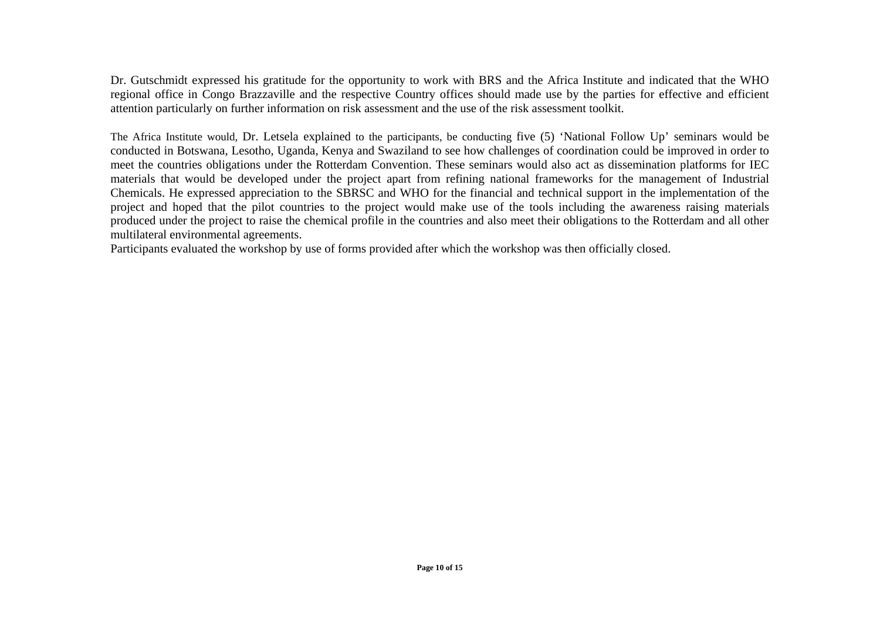Dr. Gutschmidt expressed his gratitude for the opportunity to work with BRS and the Africa Institute and indicated that the WHO regional office in Congo Brazzaville and the respective Country offices should made use by the parties for effective and efficient attention particularly on further information on risk assessment and the use of the risk assessment toolkit.

The Africa Institute would, Dr. Letsela explained to the participants, be conducting five (5) 'National Follow Up' seminars would be conducted in Botswana, Lesotho, Uganda, Kenya and Swaziland to see how challenges of coordination could be improved in order to meet the countries obligations under the Rotterdam Convention. These seminars would also act as dissemination platforms for IEC materials that would be developed under the project apart from refining national frameworks for the management of Industrial Chemicals. He expressed appreciation to the SBRSC and WHO for the financial and technical support in the implementation of the project and hoped that the pilot countries to the project would make use of the tools including the awareness raising materials produced under the project to raise the chemical profile in the countries and also meet their obligations to the Rotterdam and all other multilateral environmental agreements.

Participants evaluated the workshop by use of forms provided after which the workshop was then officially closed.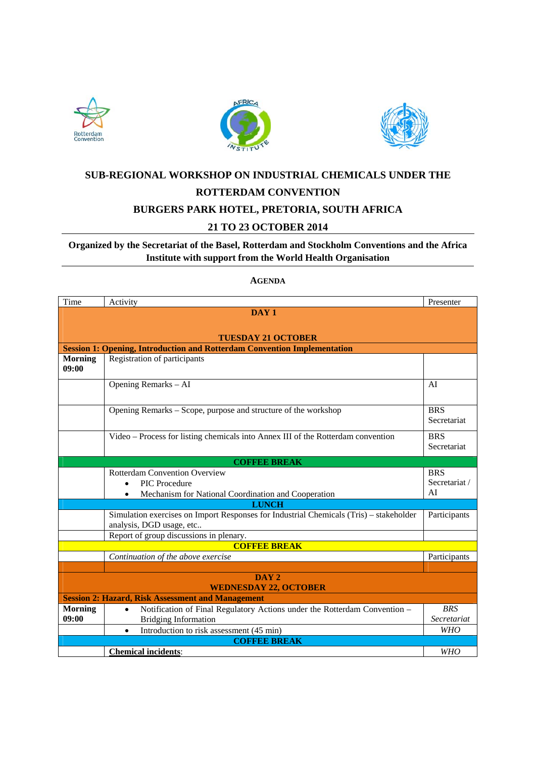# SUB-REGIONAL WORKSHOP ON INDUSTRIAL CHEMICALS UNDER THE ROTTERDAM CONVENTION

## BURGERS PARK HOTEL, PRETORIA, SOUTH AFRICA

## 21 TO 23 OCTOBER 2014

**Organized by the Secretariat of the Basel, Rotterdam and Stockholm Conventions and the Africa Institute with support from the World Health Organisation**

**AGENDA**

| Time | Activity | Presenter |
|---|---|---|
| | **DAY 1**<br><br>**TUESDAY 21 OCTOBER** | |
| **Session 1: Opening, Introduction and Rotterdam Convention Implementation** | | |
| **Morning 09:00** | Registration of participants | |
| | Opening Remarks – AI | AI |
| | Opening Remarks – Scope, purpose and structure of the workshop | BRS Secretariat |
| | Video – Process for listing chemicals into Annex III of the Rotterdam convention | BRS Secretariat |
| | **COFFEE BREAK** | |
| | Rotterdam Convention Overview<br>• PIC Procedure<br>• Mechanism for National Coordination and Cooperation | BRS Secretariat / AI |
| | **LUNCH** | |
| | Simulation exercises on Import Responses for Industrial Chemicals (Tris) – stakeholder analysis, DGD usage, etc.. | Participants |
| | Report of group discussions in plenary. | |
| | **COFFEE BREAK** | |
| | *Continuation of the above exercise* | Participants |
| | | |
| | **DAY 2**<br>**WEDNESDAY 22, OCTOBER** | |
| **Session 2: Hazard, Risk Assessment and Management** | | |
| **Morning 09:00** | • Notification of Final Regulatory Actions under the Rotterdam Convention – Bridging Information | *BRS Secretariat* |
| | • Introduction to risk assessment (45 min) | *WHO* |
| | **COFFEE BREAK** | |
| | **Chemical incidents**: | *WHO* |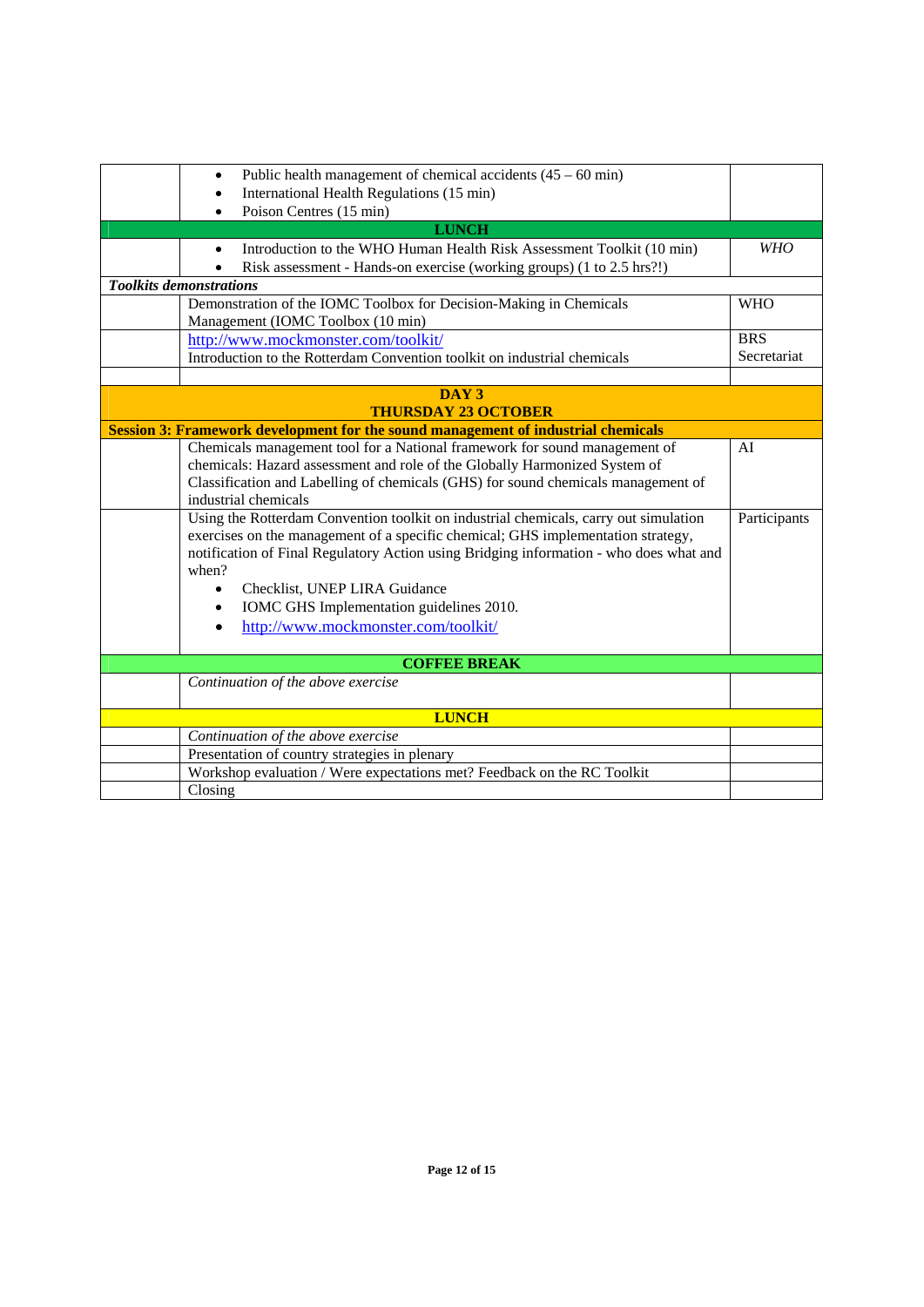| | | |
|---|---|---|
| | • Public health management of chemical accidents (45 – 60 min)<br>• International Health Regulations (15 min)<br>• Poison Centres (15 min) | |
| **LUNCH** | | |
| | • Introduction to the WHO Human Health Risk Assessment Toolkit (10 min)<br>• Risk assessment - Hands-on exercise (working groups) (1 to 2.5 hrs?!) | *WHO* |
| ***Toolkits demonstrations*** | | |
| | Demonstration of the IOMC Toolbox for Decision-Making in Chemicals Management (IOMC Toolbox (10 min) | WHO |
| | http://www.mockmonster.com/toolkit/<br>Introduction to the Rotterdam Convention toolkit on industrial chemicals | BRS Secretariat |
| | | |
| **DAY 3**<br>**THURSDAY 23 OCTOBER** | | |
| **Session 3: Framework development for the sound management of industrial chemicals** | | |
| | Chemicals management tool for a National framework for sound management of chemicals: Hazard assessment and role of the Globally Harmonized System of Classification and Labelling of chemicals (GHS) for sound chemicals management of industrial chemicals | AI |
| | Using the Rotterdam Convention toolkit on industrial chemicals, carry out simulation exercises on the management of a specific chemical; GHS implementation strategy, notification of Final Regulatory Action using Bridging information - who does what and when?<br>• Checklist, UNEP LIRA Guidance<br>• IOMC GHS Implementation guidelines 2010.<br>• http://www.mockmonster.com/toolkit/ | Participants |
| **COFFEE BREAK** | | |
| | *Continuation of the above exercise* | |
| **LUNCH** | | |
| | *Continuation of the above exercise* | |
| | Presentation of country strategies in plenary | |
| | Workshop evaluation / Were expectations met? Feedback on the RC Toolkit | |
| | Closing | |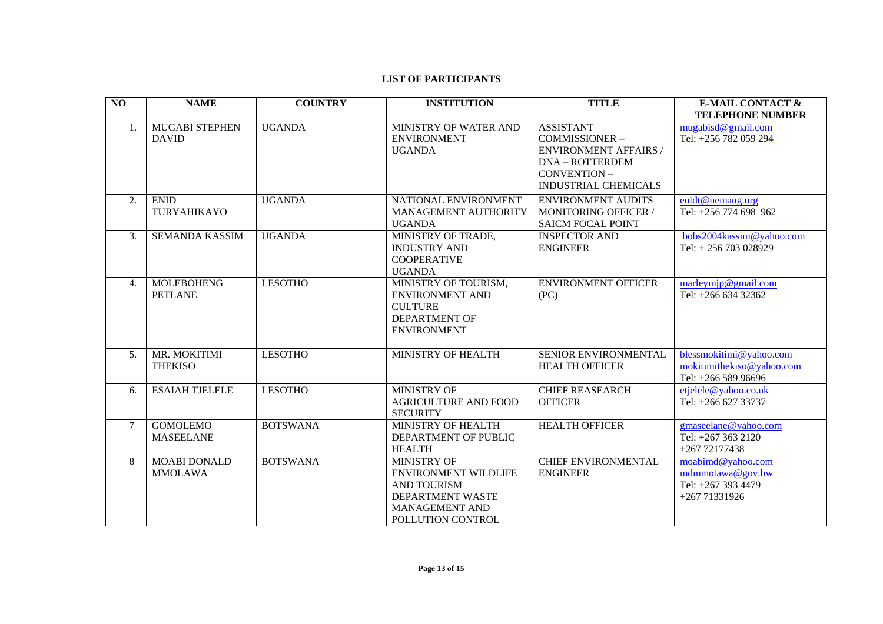## LIST OF PARTICIPANTS

| NO | NAME | COUNTRY | INSTITUTION | TITLE | E-MAIL CONTACT & TELEPHONE NUMBER |
|---|---|---|---|---|---|
| 1. | MUGABI STEPHEN DAVID | UGANDA | MINISTRY OF WATER AND ENVIRONMENT UGANDA | ASSISTANT COMMISSIONER – ENVIRONMENT AFFAIRS / DNA – ROTTERDEM CONVENTION – INDUSTRIAL CHEMICALS | mugabisd@gmail.com Tel: +256 782 059 294 |
| 2. | ENID TURYAHIKAYO | UGANDA | NATIONAL ENVIRONMENT MANAGEMENT AUTHORITY UGANDA | ENVIRONMENT AUDITS MONITORING OFFICER / SAICM FOCAL POINT | enidt@nemaug.org Tel: +256 774 698 962 |
| 3. | SEMANDA KASSIM | UGANDA | MINISTRY OF TRADE, INDUSTRY AND COOPERATIVE UGANDA | INSPECTOR AND ENGINEER | bobs2004kassim@yahoo.com Tel: + 256 703 028929 |
| 4. | MOLEBOHENG PETLANE | LESOTHO | MINISTRY OF TOURISM, ENVIRONMENT AND CULTURE DEPARTMENT OF ENVIRONMENT | ENVIRONMENT OFFICER (PC) | marleymjp@gmail.com Tel: +266 634 32362 |
| 5. | MR. MOKITIMI THEKISO | LESOTHO | MINISTRY OF HEALTH | SENIOR ENVIRONMENTAL HEALTH OFFICER | blessmokitimi@yahoo.com mokitimithekiso@yahoo.com Tel: +266 589 96696 |
| 6. | ESAIAH TJELELE | LESOTHO | MINISTRY OF AGRICULTURE AND FOOD SECURITY | CHIEF REASEARCH OFFICER | etjelele@yahoo.co.uk Tel: +266 627 33737 |
| 7 | GOMOLEMO MASEELANE | BOTSWANA | MINISTRY OF HEALTH DEPARTMENT OF PUBLIC HEALTH | HEALTH OFFICER | gmaseelane@yahoo.com Tel: +267 363 2120 +267 72177438 |
| 8 | MOABI DONALD MMOLAWA | BOTSWANA | MINISTRY OF ENVIRONMENT WILDLIFE AND TOURISM DEPARTMENT WASTE MANAGEMENT AND POLLUTION CONTROL | CHIEF ENVIRONMENTAL ENGINEER | moabimd@yahoo.com mdmmotawa@gov.bw Tel: +267 393 4479 +267 71331926 |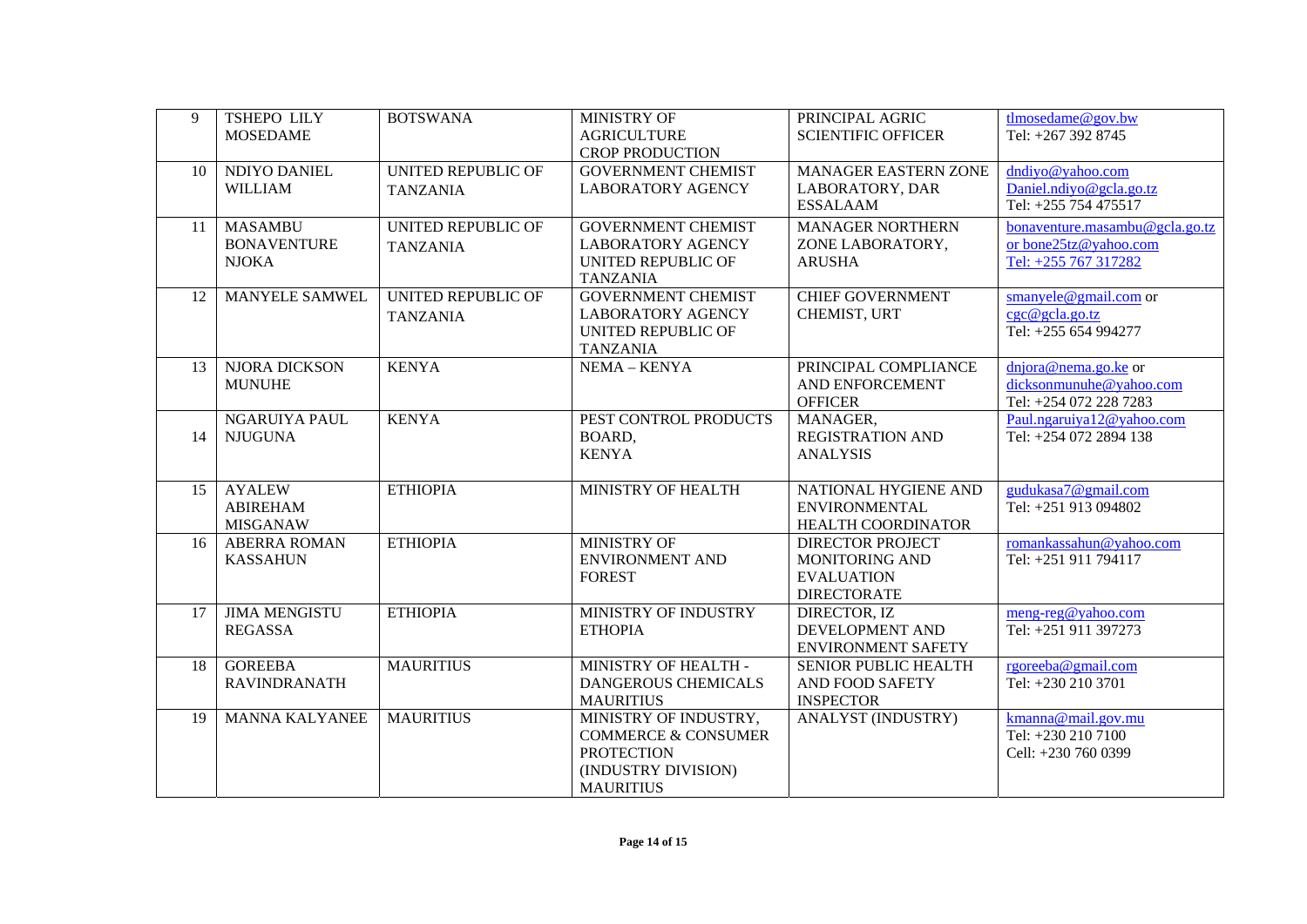| 9 | TSHEPO LILY MOSEDAME | BOTSWANA | MINISTRY OF AGRICULTURE CROP PRODUCTION | PRINCIPAL AGRIC SCIENTIFIC OFFICER | tlmosedame@gov.bw Tel: +267 392 8745 |
|---|---|---|---|---|---|
| 10 | NDIYO DANIEL WILLIAM | UNITED REPUBLIC OF TANZANIA | GOVERNMENT CHEMIST LABORATORY AGENCY | MANAGER EASTERN ZONE LABORATORY, DAR ESSALAAM | dndiyo@yahoo.com Daniel.ndiyo@gcla.go.tz Tel: +255 754 475517 |
| 11 | MASAMBU BONAVENTURE NJOKA | UNITED REPUBLIC OF TANZANIA | GOVERNMENT CHEMIST LABORATORY AGENCY UNITED REPUBLIC OF TANZANIA | MANAGER NORTHERN ZONE LABORATORY, ARUSHA | bonaventure.masambu@gcla.go.tz or bone25tz@yahoo.com Tel: +255 767 317282 |
| 12 | MANYELE SAMWEL | UNITED REPUBLIC OF TANZANIA | GOVERNMENT CHEMIST LABORATORY AGENCY UNITED REPUBLIC OF TANZANIA | CHIEF GOVERNMENT CHEMIST, URT | smanyele@gmail.com or cgc@gcla.go.tz Tel: +255 654 994277 |
| 13 | NJORA DICKSON MUNUHE | KENYA | NEMA – KENYA | PRINCIPAL COMPLIANCE AND ENFORCEMENT OFFICER | dnjora@nema.go.ke or dicksonmunuhe@yahoo.com Tel: +254 072 228 7283 |
| 14 | NGARUIYA PAUL NJUGUNA | KENYA | PEST CONTROL PRODUCTS BOARD, KENYA | MANAGER, REGISTRATION AND ANALYSIS | Paul.ngaruiya12@yahoo.com Tel: +254 072 2894 138 |
| 15 | AYALEW ABIREHAM MISGANAW | ETHIOPIA | MINISTRY OF HEALTH | NATIONAL HYGIENE AND ENVIRONMENTAL HEALTH COORDINATOR | gudukasa7@gmail.com Tel: +251 913 094802 |
| 16 | ABERRA ROMAN KASSAHUN | ETHIOPIA | MINISTRY OF ENVIRONMENT AND FOREST | DIRECTOR PROJECT MONITORING AND EVALUATION DIRECTORATE | romankassahun@yahoo.com Tel: +251 911 794117 |
| 17 | JIMA MENGISTU REGASSA | ETHIOPIA | MINISTRY OF INDUSTRY ETHOPIA | DIRECTOR, IZ DEVELOPMENT AND ENVIRONMENT SAFETY | meng-reg@yahoo.com Tel: +251 911 397273 |
| 18 | GOREEBA RAVINDRANATH | MAURITIUS | MINISTRY OF HEALTH - DANGEROUS CHEMICALS MAURITIUS | SENIOR PUBLIC HEALTH AND FOOD SAFETY INSPECTOR | rgoreeba@gmail.com Tel: +230 210 3701 |
| 19 | MANNA KALYANEE | MAURITIUS | MINISTRY OF INDUSTRY, COMMERCE & CONSUMER PROTECTION (INDUSTRY DIVISION) MAURITIUS | ANALYST (INDUSTRY) | kmanna@mail.gov.mu Tel: +230 210 7100 Cell: +230 760 0399 |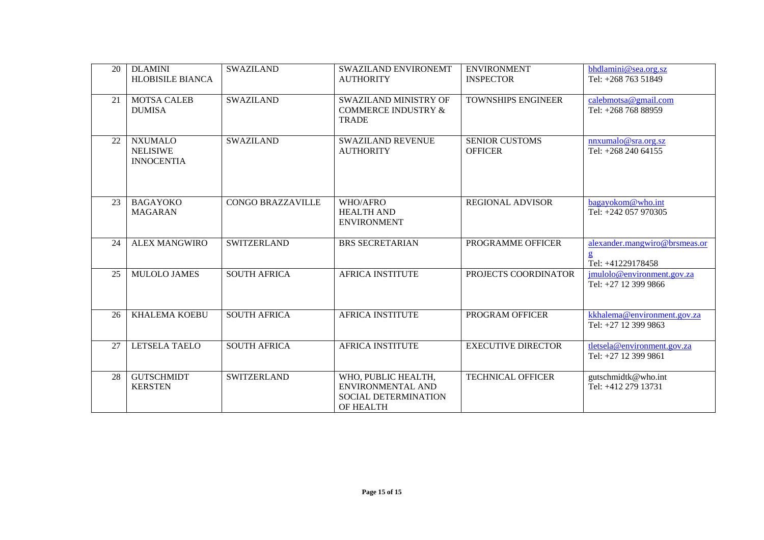| | | | | | |
|---|---|---|---|---|---|
| 20 | DLAMINI HLOBISILE BIANCA | SWAZILAND | SWAZILAND ENVIRONEMT AUTHORITY | ENVIRONMENT INSPECTOR | bhdlamini@sea.org.sz Tel: +268 763 51849 |
| 21 | MOTSA CALEB DUMISA | SWAZILAND | SWAZILAND MINISTRY OF COMMERCE INDUSTRY & TRADE | TOWNSHIPS ENGINEER | calebmotsa@gmail.com Tel: +268 768 88959 |
| 22 | NXUMALO NELISIWE INNOCENTIA | SWAZILAND | SWAZILAND REVENUE AUTHORITY | SENIOR CUSTOMS OFFICER | nnxumalo@sra.org.sz Tel: +268 240 64155 |
| 23 | BAGAYOKO MAGARAN | CONGO BRAZZAVILLE | WHO/AFRO HEALTH AND ENVIRONMENT | REGIONAL ADVISOR | bagayokom@who.int Tel: +242 057 970305 |
| 24 | ALEX MANGWIRO | SWITZERLAND | BRS SECRETARIAN | PROGRAMME OFFICER | alexander.mangwiro@brsmeas.org Tel: +41229178458 |
| 25 | MULOLO JAMES | SOUTH AFRICA | AFRICA INSTITUTE | PROJECTS COORDINATOR | jmulolo@environment.gov.za Tel: +27 12 399 9866 |
| 26 | KHALEMA KOEBU | SOUTH AFRICA | AFRICA INSTITUTE | PROGRAM OFFICER | kkhalema@environment.gov.za Tel: +27 12 399 9863 |
| 27 | LETSELA TAELO | SOUTH AFRICA | AFRICA INSTITUTE | EXECUTIVE DIRECTOR | tletsela@environment.gov.za Tel: +27 12 399 9861 |
| 28 | GUTSCHMIDT KERSTEN | SWITZERLAND | WHO, PUBLIC HEALTH, ENVIRONMENTAL AND SOCIAL DETERMINATION OF HEALTH | TECHNICAL OFFICER | gutschmidtk@who.int Tel: +412 279 13731 |